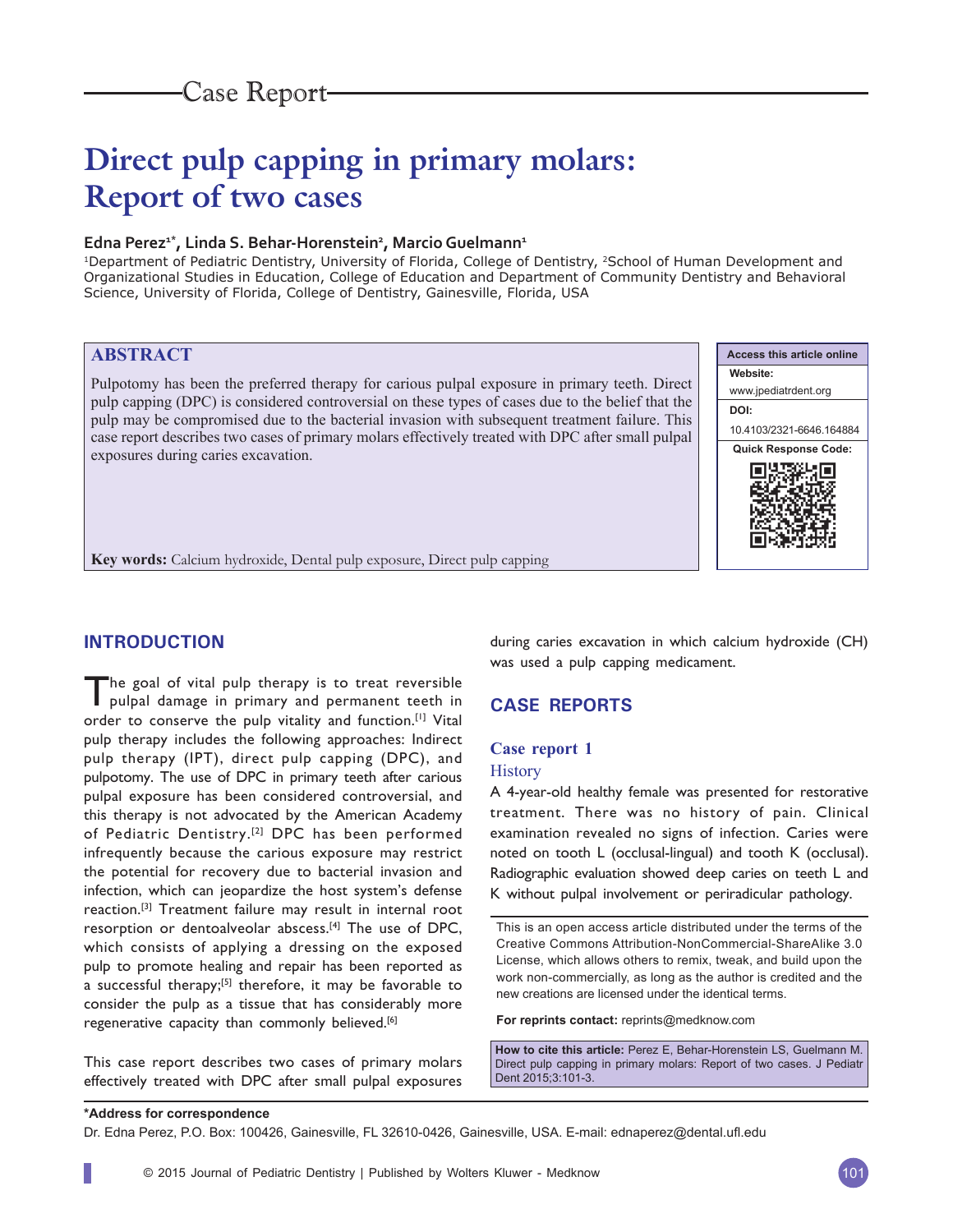Case Report

# Direct pulp capping in primary molars: Report of two cases

**Edna Perez[1*], Linda S. Behar-Horenstein[2], Marcio Guelmann[1]**

[1]Department of Pediatric Dentistry, University of Florida, College of Dentistry, [2]School of Human Development and Organizational Studies in Education, College of Education and Department of Community Dentistry and Behavioral Science, University of Florida, College of Dentistry, Gainesville, Florida, USA

## ABSTRACT

Pulpotomy has been the preferred therapy for carious pulpal exposure in primary teeth. Direct pulp capping (DPC) is considered controversial on these types of cases due to the belief that the pulp may be compromised due to the bacterial invasion with subsequent treatment failure. This case report describes two cases of primary molars effectively treated with DPC after small pulpal exposures during caries excavation.

**Key words:** Calcium hydroxide, Dental pulp exposure, Direct pulp capping

**Access this article online**

**Website:** www.jpediatrdent.org

**DOI:** 10.4103/2321-6646.164884

**Quick Response Code:**

## INTRODUCTION

The goal of vital pulp therapy is to treat reversible pulpal damage in primary and permanent teeth in order to conserve the pulp vitality and function.[1] Vital pulp therapy includes the following approaches: Indirect pulp therapy (IPT), direct pulp capping (DPC), and pulpotomy. The use of DPC in primary teeth after carious pulpal exposure has been considered controversial, and this therapy is not advocated by the American Academy of Pediatric Dentistry.[2] DPC has been performed infrequently because the carious exposure may restrict the potential for recovery due to bacterial invasion and infection, which can jeopardize the host system's defense reaction.[3] Treatment failure may result in internal root resorption or dentoalveolar abscess.[4] The use of DPC, which consists of applying a dressing on the exposed pulp to promote healing and repair has been reported as a successful therapy;[5] therefore, it may be favorable to consider the pulp as a tissue that has considerably more regenerative capacity than commonly believed.[6]

This case report describes two cases of primary molars effectively treated with DPC after small pulpal exposures during caries excavation in which calcium hydroxide (CH) was used a pulp capping medicament.

## CASE REPORTS

### Case report 1

#### History

A 4-year-old healthy female was presented for restorative treatment. There was no history of pain. Clinical examination revealed no signs of infection. Caries were noted on tooth L (occlusal-lingual) and tooth K (occlusal). Radiographic evaluation showed deep caries on teeth L and K without pulpal involvement or periradicular pathology.

This is an open access article distributed under the terms of the Creative Commons Attribution-NonCommercial-ShareAlike 3.0 License, which allows others to remix, tweak, and build upon the work non-commercially, as long as the author is credited and the new creations are licensed under the identical terms.

**For reprints contact:** reprints@medknow.com

**How to cite this article:** Perez E, Behar-Horenstein LS, Guelmann M. Direct pulp capping in primary molars: Report of two cases. J Pediatr Dent 2015;3:101-3.

**\*Address for correspondence**

Dr. Edna Perez, P.O. Box: 100426, Gainesville, FL 32610-0426, Gainesville, USA. E-mail: ednaperez@dental.ufl.edu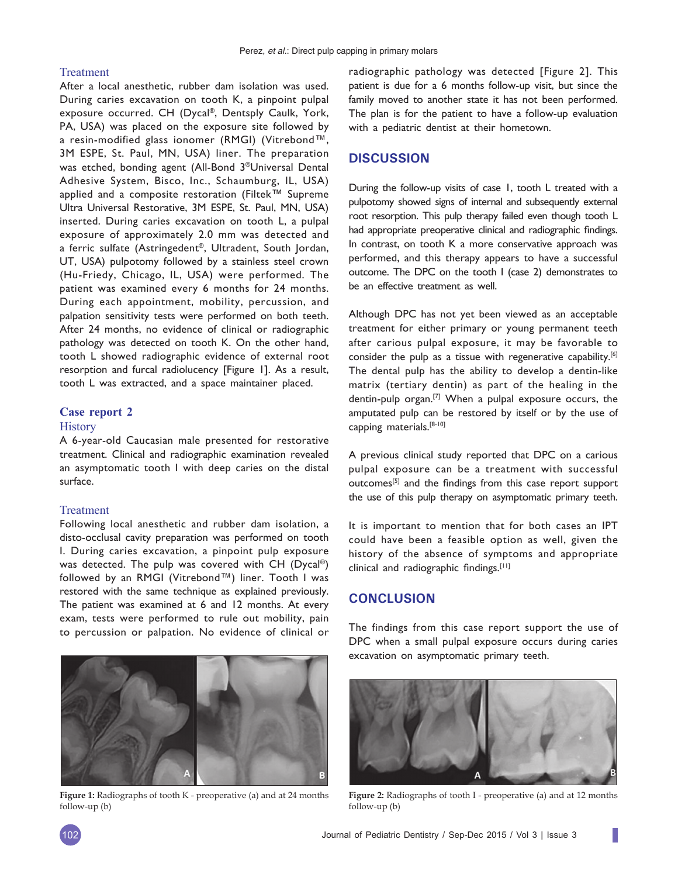### Treatment

After a local anesthetic, rubber dam isolation was used. During caries excavation on tooth K, a pinpoint pulpal exposure occurred. CH (Dycal®, Dentsply Caulk, York, PA, USA) was placed on the exposure site followed by a resin-modified glass ionomer (RMGI) (Vitrebond™, 3M ESPE, St. Paul, MN, USA) liner. The preparation was etched, bonding agent (All-Bond 3®Universal Dental Adhesive System, Bisco, Inc., Schaumburg, IL, USA) applied and a composite restoration (Filtek™ Supreme Ultra Universal Restorative, 3M ESPE, St. Paul, MN, USA) inserted. During caries excavation on tooth L, a pulpal exposure of approximately 2.0 mm was detected and a ferric sulfate (Astringedent®, Ultradent, South Jordan, UT, USA) pulpotomy followed by a stainless steel crown (Hu-Friedy, Chicago, IL, USA) were performed. The patient was examined every 6 months for 24 months. During each appointment, mobility, percussion, and palpation sensitivity tests were performed on both teeth. After 24 months, no evidence of clinical or radiographic pathology was detected on tooth K. On the other hand, tooth L showed radiographic evidence of external root resorption and furcal radiolucency [Figure 1]. As a result, tooth L was extracted, and a space maintainer placed.

Figure 1: Radiographs of tooth K - preoperative (a) and at 24 months follow-up (b)

## Case report 2

### History

A 6-year-old Caucasian male presented for restorative treatment. Clinical and radiographic examination revealed an asymptomatic tooth I with deep caries on the distal surface.

### Treatment

Following local anesthetic and rubber dam isolation, a disto-occlusal cavity preparation was performed on tooth I. During caries excavation, a pinpoint pulp exposure was detected. The pulp was covered with CH (Dycal®) followed by an RMGI (Vitrebond™) liner. Tooth I was restored with the same technique as explained previously. The patient was examined at 6 and 12 months. At every exam, tests were performed to rule out mobility, pain to percussion or palpation. No evidence of clinical or radiographic pathology was detected [Figure 2]. This patient is due for a 6 months follow-up visit, but since the family moved to another state it has not been performed. The plan is for the patient to have a follow-up evaluation with a pediatric dentist at their hometown.

## DISCUSSION

During the follow-up visits of case 1, tooth L treated with a pulpotomy showed signs of internal and subsequently external root resorption. This pulp therapy failed even though tooth L had appropriate preoperative clinical and radiographic findings. In contrast, on tooth K a more conservative approach was performed, and this therapy appears to have a successful outcome. The DPC on the tooth I (case 2) demonstrates to be an effective treatment as well.

Although DPC has not yet been viewed as an acceptable treatment for either primary or young permanent teeth after carious pulpal exposure, it may be favorable to consider the pulp as a tissue with regenerative capability.[6] The dental pulp has the ability to develop a dentin-like matrix (tertiary dentin) as part of the healing in the dentin-pulp organ.[7] When a pulpal exposure occurs, the amputated pulp can be restored by itself or by the use of capping materials.[8-10]

A previous clinical study reported that DPC on a carious pulpal exposure can be a treatment with successful outcomes[5] and the findings from this case report support the use of this pulp therapy on asymptomatic primary teeth.

It is important to mention that for both cases an IPT could have been a feasible option as well, given the history of the absence of symptoms and appropriate clinical and radiographic findings.[11]

## CONCLUSION

The findings from this case report support the use of DPC when a small pulpal exposure occurs during caries excavation on asymptomatic primary teeth.

Figure 2: Radiographs of tooth I - preoperative (a) and at 12 months follow-up (b)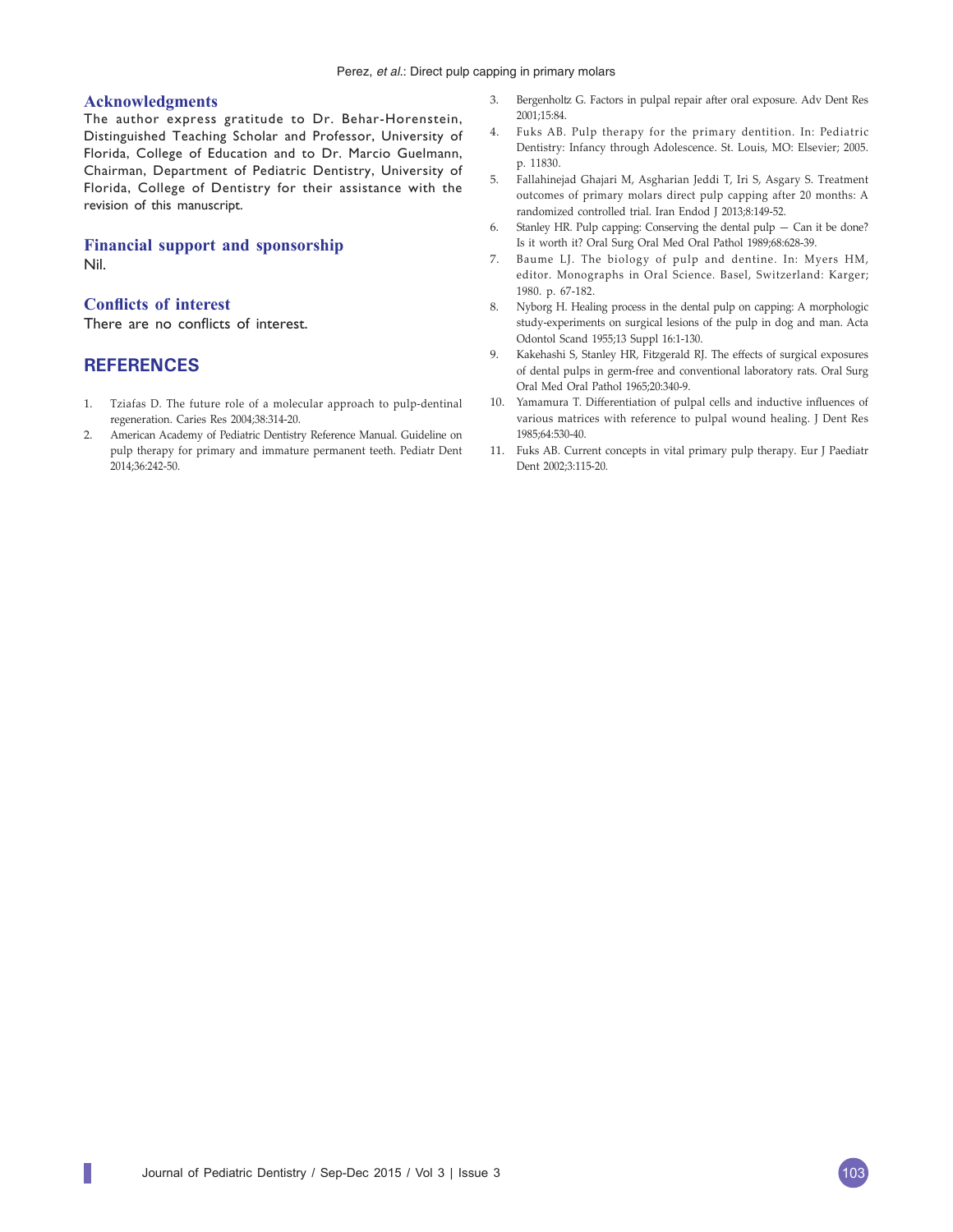## Acknowledgments

The author express gratitude to Dr. Behar-Horenstein, Distinguished Teaching Scholar and Professor, University of Florida, College of Education and to Dr. Marcio Guelmann, Chairman, Department of Pediatric Dentistry, University of Florida, College of Dentistry for their assistance with the revision of this manuscript.

## Financial support and sponsorship

Nil.

## Conflicts of interest

There are no conflicts of interest.

## REFERENCES

1. Tziafas D. The future role of a molecular approach to pulp-dentinal regeneration. Caries Res 2004;38:314-20.
2. American Academy of Pediatric Dentistry Reference Manual. Guideline on pulp therapy for primary and immature permanent teeth. Pediatr Dent 2014;36:242-50.
3. Bergenholtz G. Factors in pulpal repair after oral exposure. Adv Dent Res 2001;15:84.
4. Fuks AB. Pulp therapy for the primary dentition. In: Pediatric Dentistry: Infancy through Adolescence. St. Louis, MO: Elsevier; 2005. p. 11830.
5. Fallahinejad Ghajari M, Asgharian Jeddi T, Iri S, Asgary S. Treatment outcomes of primary molars direct pulp capping after 20 months: A randomized controlled trial. Iran Endod J 2013;8:149-52.
6. Stanley HR. Pulp capping: Conserving the dental pulp — Can it be done? Is it worth it? Oral Surg Oral Med Oral Pathol 1989;68:628-39.
7. Baume LJ. The biology of pulp and dentine. In: Myers HM, editor. Monographs in Oral Science. Basel, Switzerland: Karger; 1980. p. 67-182.
8. Nyborg H. Healing process in the dental pulp on capping: A morphologic study-experiments on surgical lesions of the pulp in dog and man. Acta Odontol Scand 1955;13 Suppl 16:1-130.
9. Kakehashi S, Stanley HR, Fitzgerald RJ. The effects of surgical exposures of dental pulps in germ-free and conventional laboratory rats. Oral Surg Oral Med Oral Pathol 1965;20:340-9.
10. Yamamura T. Differentiation of pulpal cells and inductive influences of various matrices with reference to pulpal wound healing. J Dent Res 1985;64:530-40.
11. Fuks AB. Current concepts in vital primary pulp therapy. Eur J Paediatr Dent 2002;3:115-20.